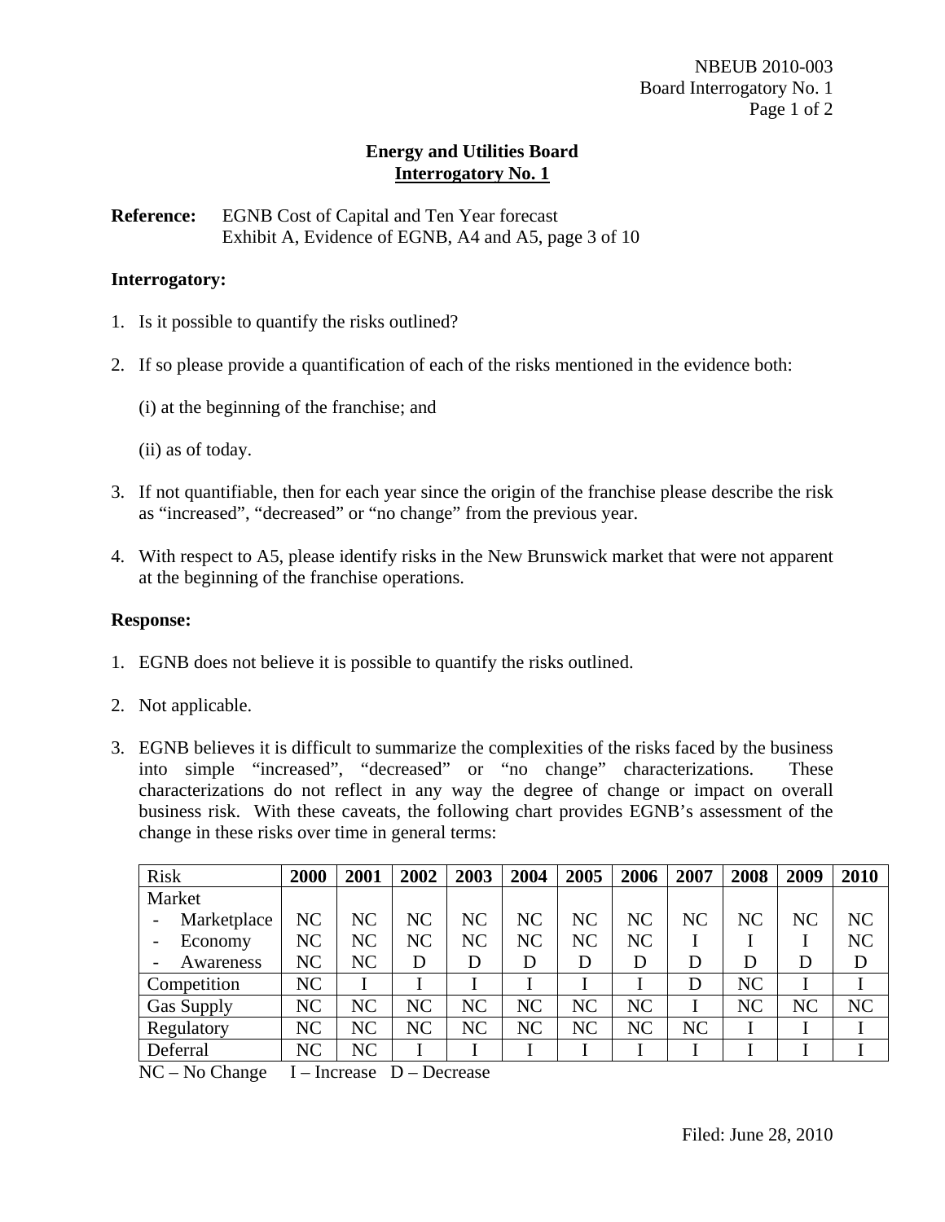# Energy and Utilities Board
## Interrogatory No. 1

**Reference:** EGNB Cost of Capital and Ten Year forecast
Exhibit A, Evidence of EGNB, A4 and A5, page 3 of 10

**Interrogatory:**

1. Is it possible to quantify the risks outlined?

2. If so please provide a quantification of each of the risks mentioned in the evidence both:

   (i) at the beginning of the franchise; and

   (ii) as of today.

3. If not quantifiable, then for each year since the origin of the franchise please describe the risk as "increased", "decreased" or "no change" from the previous year.

4. With respect to A5, please identify risks in the New Brunswick market that were not apparent at the beginning of the franchise operations.

**Response:**

1. EGNB does not believe it is possible to quantify the risks outlined.

2. Not applicable.

3. EGNB believes it is difficult to summarize the complexities of the risks faced by the business into simple "increased", "decreased" or "no change" characterizations. These characterizations do not reflect in any way the degree of change or impact on overall business risk. With these caveats, the following chart provides EGNB's assessment of the change in these risks over time in general terms:

| Risk | 2000 | 2001 | 2002 | 2003 | 2004 | 2005 | 2006 | 2007 | 2008 | 2009 | 2010 |
|---|---|---|---|---|---|---|---|---|---|---|---|
| Market | | | | | | | | | | | |
| - Marketplace | NC | NC | NC | NC | NC | NC | NC | NC | NC | NC | NC |
| - Economy | NC | NC | NC | NC | NC | NC | NC | I | I | I | NC |
| - Awareness | NC | NC | D | D | D | D | D | D | D | D | D |
| Competition | NC | I | I | I | I | I | I | D | NC | I | I |
| Gas Supply | NC | NC | NC | NC | NC | NC | NC | I | NC | NC | NC |
| Regulatory | NC | NC | NC | NC | NC | NC | NC | NC | I | I | I |
| Deferral | NC | NC | I | I | I | I | I | I | I | I | I |

NC – No Change I – Increase D – Decrease

Filed: June 28, 2010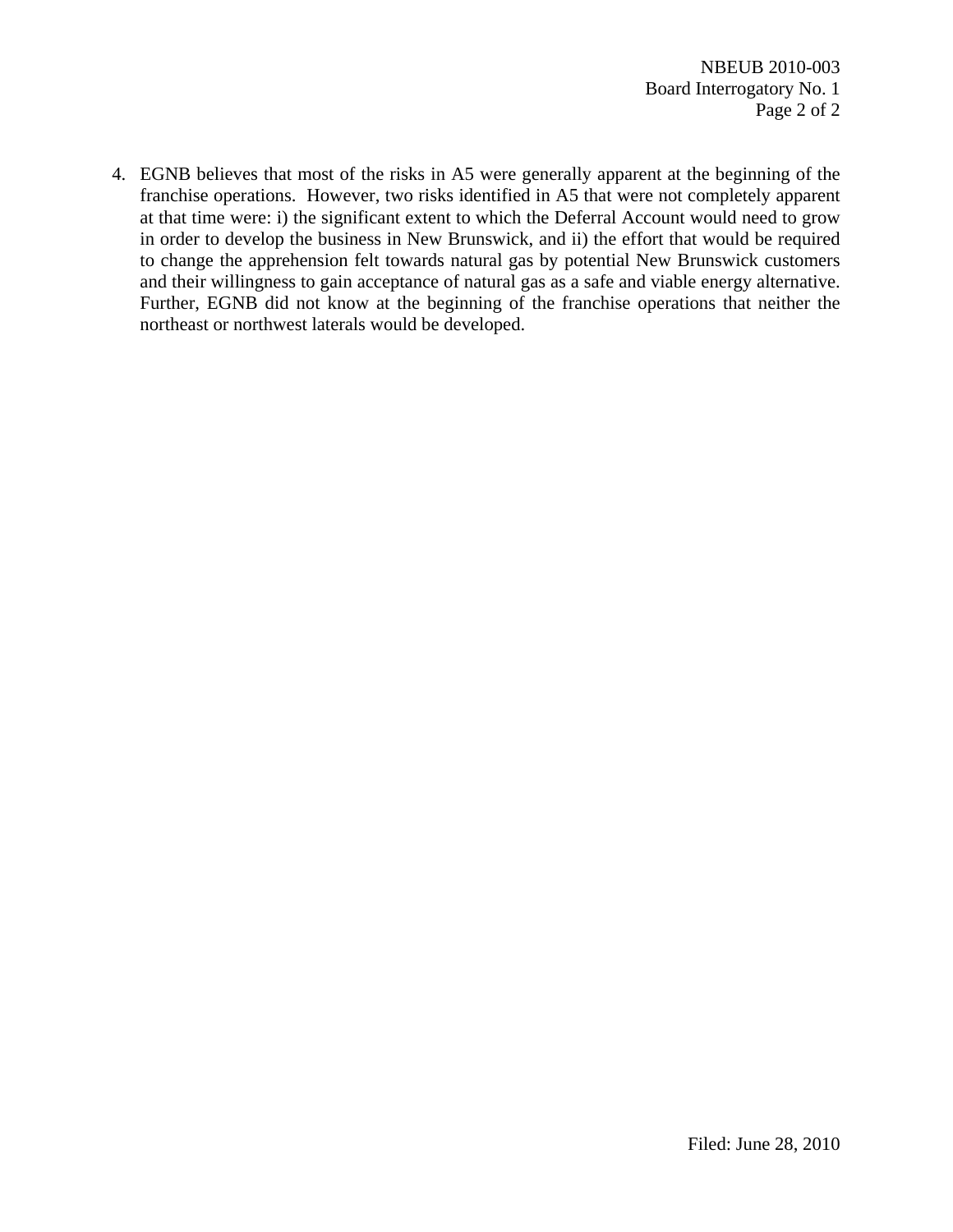4. EGNB believes that most of the risks in A5 were generally apparent at the beginning of the franchise operations. However, two risks identified in A5 that were not completely apparent at that time were: i) the significant extent to which the Deferral Account would need to grow in order to develop the business in New Brunswick, and ii) the effort that would be required to change the apprehension felt towards natural gas by potential New Brunswick customers and their willingness to gain acceptance of natural gas as a safe and viable energy alternative. Further, EGNB did not know at the beginning of the franchise operations that neither the northeast or northwest laterals would be developed.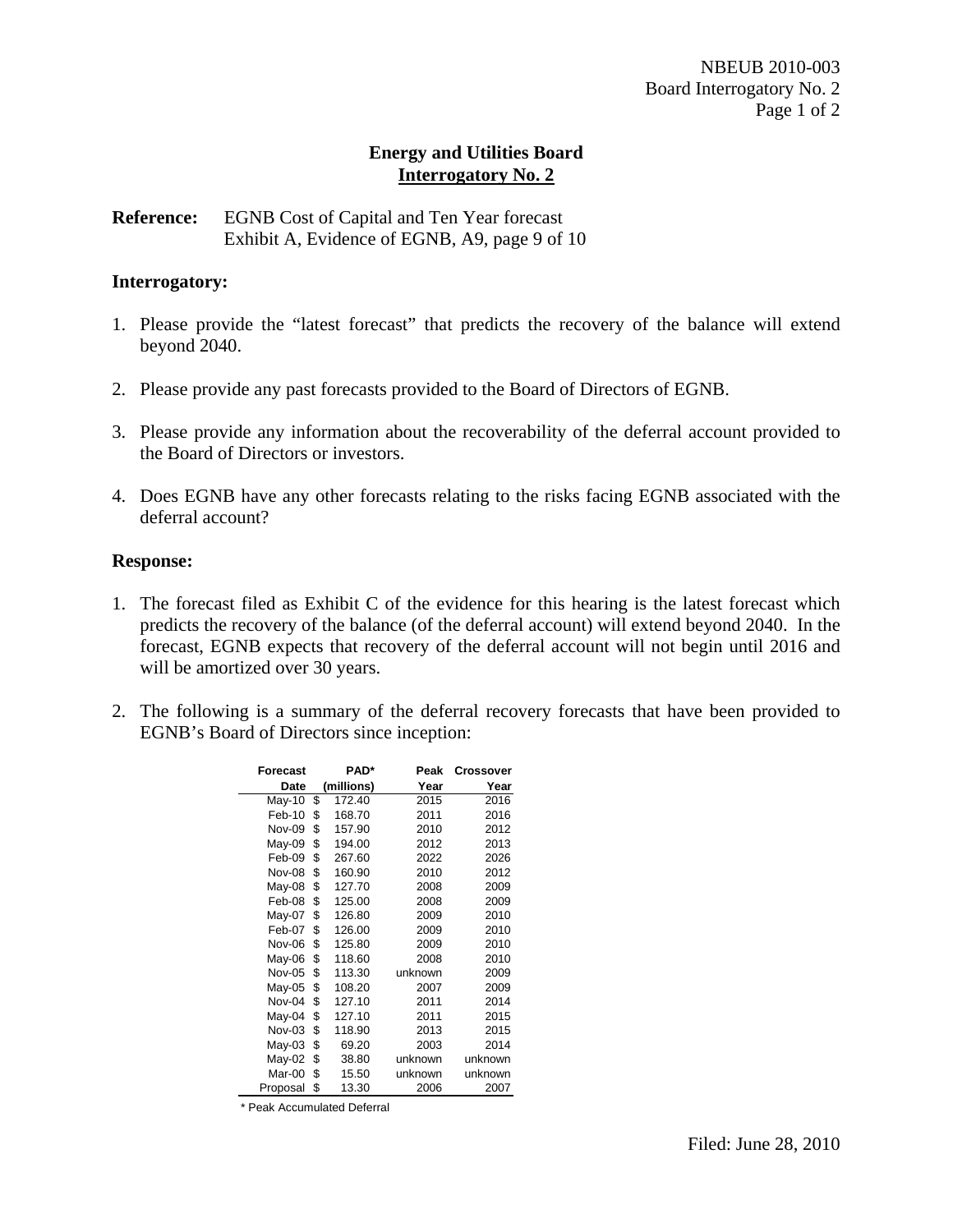NBEUB 2010-003
Board Interrogatory No. 2

**Energy and Utilities Board**
**Interrogatory No. 2**

**Reference:** EGNB Cost of Capital and Ten Year forecast
Exhibit A, Evidence of EGNB, A9, page 9 of 10

**Interrogatory:**

1. Please provide the "latest forecast" that predicts the recovery of the balance will extend beyond 2040.

2. Please provide any past forecasts provided to the Board of Directors of EGNB.

3. Please provide any information about the recoverability of the deferral account provided to the Board of Directors or investors.

4. Does EGNB have any other forecasts relating to the risks facing EGNB associated with the deferral account?

**Response:**

1. The forecast filed as Exhibit C of the evidence for this hearing is the latest forecast which predicts the recovery of the balance (of the deferral account) will extend beyond 2040. In the forecast, EGNB expects that recovery of the deferral account will not begin until 2016 and will be amortized over 30 years.

2. The following is a summary of the deferral recovery forecasts that have been provided to EGNB's Board of Directors since inception:

| Forecast Date | PAD* (millions) | Peak Year | Crossover Year |
|---|---|---|---|
| May-10 | $ 172.40 | 2015 | 2016 |
| Feb-10 | $ 168.70 | 2011 | 2016 |
| Nov-09 | $ 157.90 | 2010 | 2012 |
| May-09 | $ 194.00 | 2012 | 2013 |
| Feb-09 | $ 267.60 | 2022 | 2026 |
| Nov-08 | $ 160.90 | 2010 | 2012 |
| May-08 | $ 127.70 | 2008 | 2009 |
| Feb-08 | $ 125.00 | 2008 | 2009 |
| May-07 | $ 126.80 | 2009 | 2010 |
| Feb-07 | $ 126.00 | 2009 | 2010 |
| Nov-06 | $ 125.80 | 2009 | 2010 |
| May-06 | $ 118.60 | 2008 | 2010 |
| Nov-05 | $ 113.30 | unknown | 2009 |
| May-05 | $ 108.20 | 2007 | 2009 |
| Nov-04 | $ 127.10 | 2011 | 2014 |
| May-04 | $ 127.10 | 2011 | 2015 |
| Nov-03 | $ 118.90 | 2013 | 2015 |
| May-03 | $ 69.20 | 2003 | 2014 |
| May-02 | $ 38.80 | unknown | unknown |
| Mar-00 | $ 15.50 | unknown | unknown |
| Proposal | $ 13.30 | 2006 | 2007 |

\* Peak Accumulated Deferral

Filed: June 28, 2010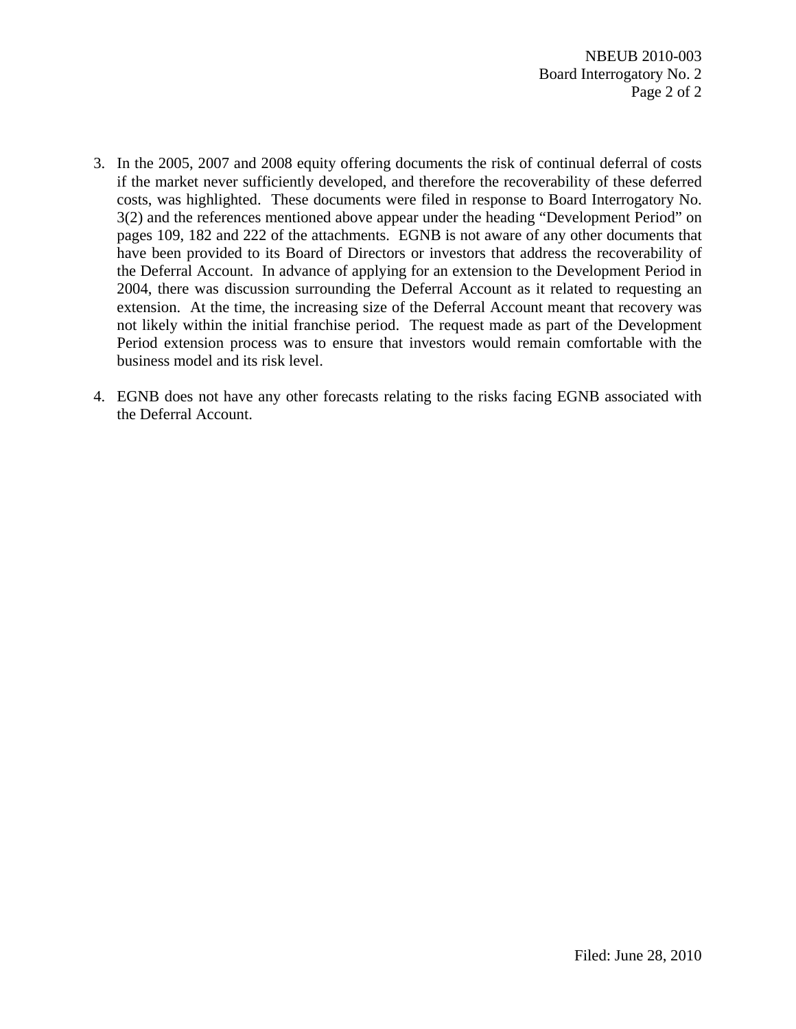3. In the 2005, 2007 and 2008 equity offering documents the risk of continual deferral of costs if the market never sufficiently developed, and therefore the recoverability of these deferred costs, was highlighted. These documents were filed in response to Board Interrogatory No. 3(2) and the references mentioned above appear under the heading "Development Period" on pages 109, 182 and 222 of the attachments. EGNB is not aware of any other documents that have been provided to its Board of Directors or investors that address the recoverability of the Deferral Account. In advance of applying for an extension to the Development Period in 2004, there was discussion surrounding the Deferral Account as it related to requesting an extension. At the time, the increasing size of the Deferral Account meant that recovery was not likely within the initial franchise period. The request made as part of the Development Period extension process was to ensure that investors would remain comfortable with the business model and its risk level.

4. EGNB does not have any other forecasts relating to the risks facing EGNB associated with the Deferral Account.

Filed: June 28, 2010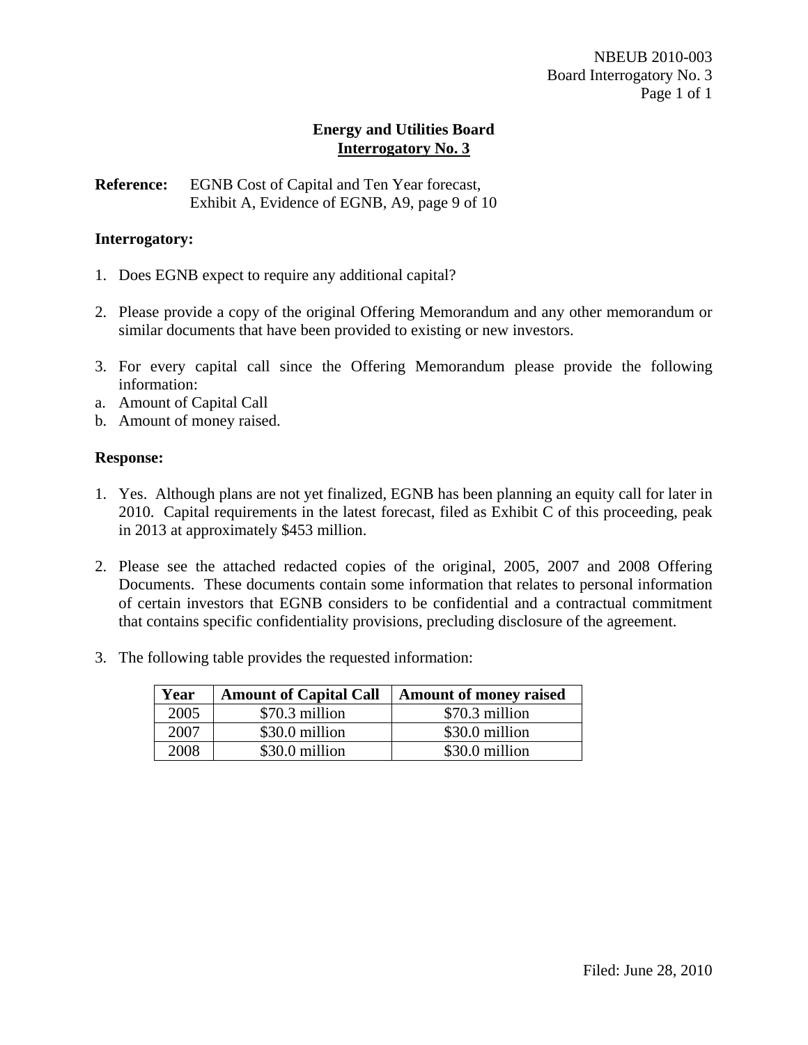**Energy and Utilities Board**
**Interrogatory No. 3**

**Reference:** EGNB Cost of Capital and Ten Year forecast, Exhibit A, Evidence of EGNB, A9, page 9 of 10

**Interrogatory:**

1. Does EGNB expect to require any additional capital?

2. Please provide a copy of the original Offering Memorandum and any other memorandum or similar documents that have been provided to existing or new investors.

3. For every capital call since the Offering Memorandum please provide the following information:
a. Amount of Capital Call
b. Amount of money raised.

**Response:**

1. Yes. Although plans are not yet finalized, EGNB has been planning an equity call for later in 2010. Capital requirements in the latest forecast, filed as Exhibit C of this proceeding, peak in 2013 at approximately $453 million.

2. Please see the attached redacted copies of the original, 2005, 2007 and 2008 Offering Documents. These documents contain some information that relates to personal information of certain investors that EGNB considers to be confidential and a contractual commitment that contains specific confidentiality provisions, precluding disclosure of the agreement.

3. The following table provides the requested information:

| Year | Amount of Capital Call | Amount of money raised |
| --- | --- | --- |
| 2005 | $70.3 million | $70.3 million |
| 2007 | $30.0 million | $30.0 million |
| 2008 | $30.0 million | $30.0 million |

Filed: June 28, 2010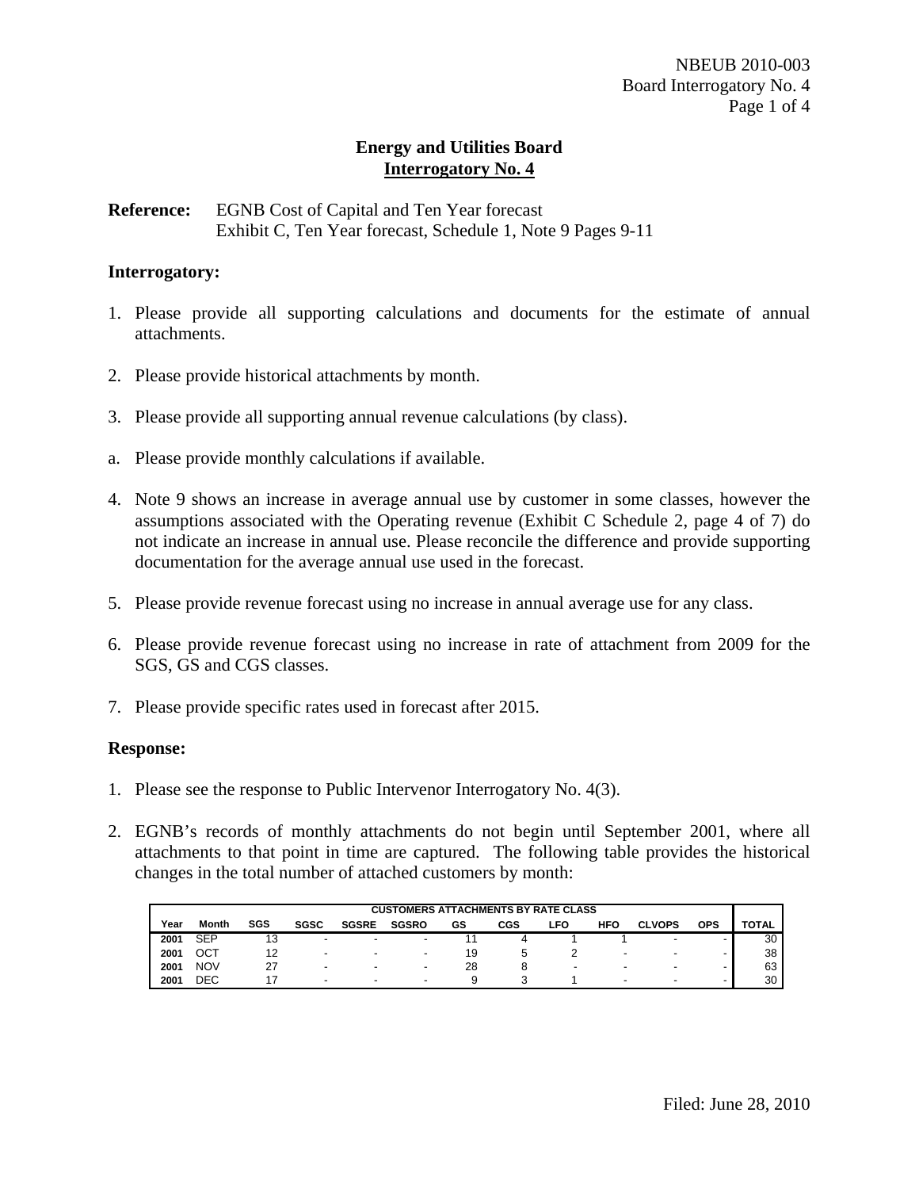## Energy and Utilities Board
## Interrogatory No. 4

**Reference:** EGNB Cost of Capital and Ten Year forecast
Exhibit C, Ten Year forecast, Schedule 1, Note 9 Pages 9-11

### Interrogatory:

1. Please provide all supporting calculations and documents for the estimate of annual attachments.

2. Please provide historical attachments by month.

3. Please provide all supporting annual revenue calculations (by class).

a. Please provide monthly calculations if available.

4. Note 9 shows an increase in average annual use by customer in some classes, however the assumptions associated with the Operating revenue (Exhibit C Schedule 2, page 4 of 7) do not indicate an increase in annual use. Please reconcile the difference and provide supporting documentation for the average annual use used in the forecast.

5. Please provide revenue forecast using no increase in annual average use for any class.

6. Please provide revenue forecast using no increase in rate of attachment from 2009 for the SGS, GS and CGS classes.

7. Please provide specific rates used in forecast after 2015.

### Response:

1. Please see the response to Public Intervenor Interrogatory No. 4(3).

2. EGNB's records of monthly attachments do not begin until September 2001, where all attachments to that point in time are captured. The following table provides the historical changes in the total number of attached customers by month:

| | | CUSTOMERS ATTACHMENTS BY RATE CLASS | | | | | | | | | | |
|---|---|---|---|---|---|---|---|---|---|---|---|---|
| **Year** | **Month** | **SGS** | **SGSC** | **SGSRE** | **SGSRO** | **GS** | **CGS** | **LFO** | **HFO** | **CLVOPS** | **OPS** | **TOTAL** |
| **2001** | SEP | 13 | - | - | - | 11 | 4 | 1 | 1 | - | - | 30 |
| **2001** | OCT | 12 | - | - | - | 19 | 5 | 2 | - | - | - | 38 |
| **2001** | NOV | 27 | - | - | - | 28 | 8 | - | - | - | - | 63 |
| **2001** | DEC | 17 | - | - | - | 9 | 3 | 1 | - | - | - | 30 |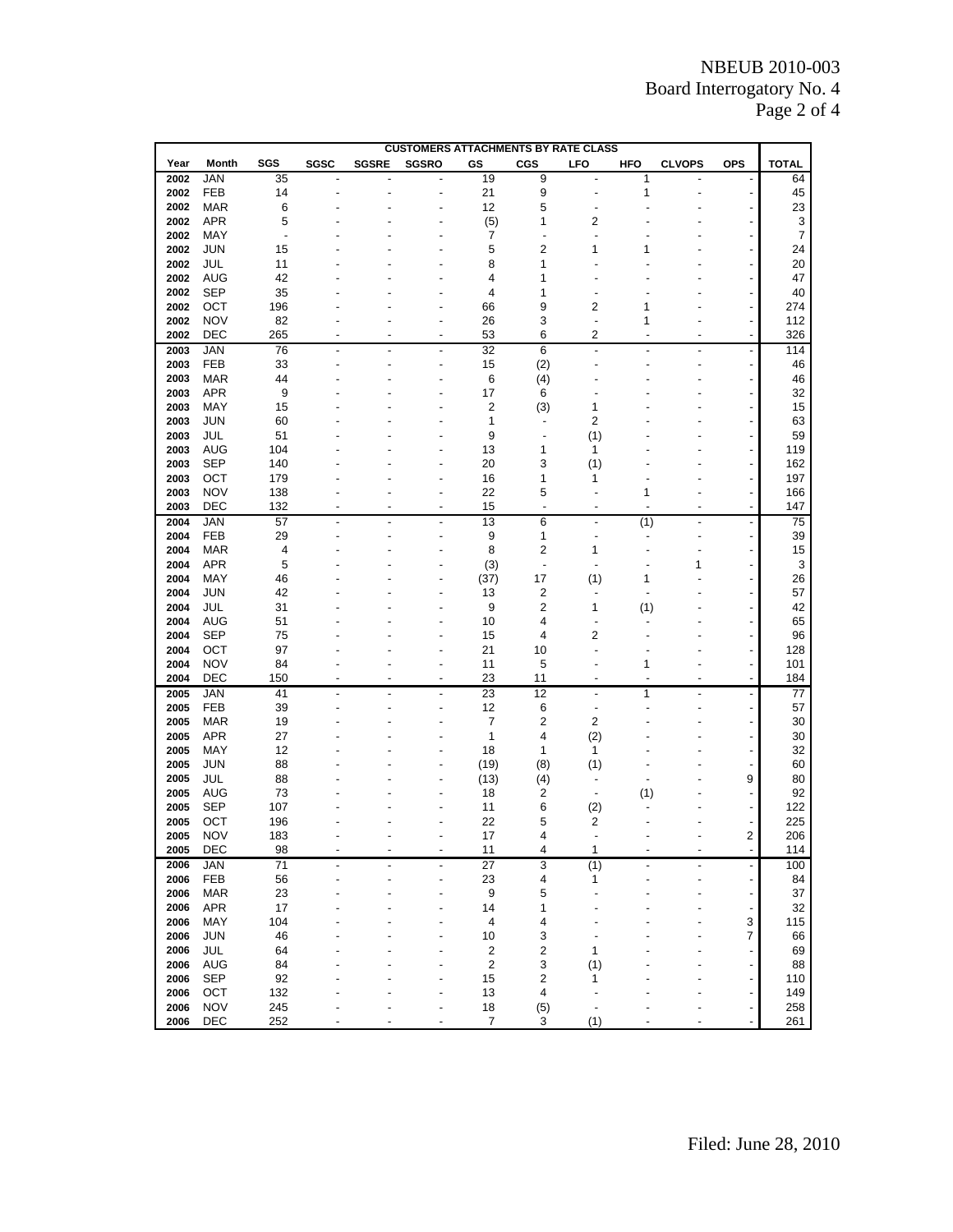NBEUB 2010-003
Board Interrogatory No. 4

| | | CUSTOMERS ATTACHMENTS BY RATE CLASS | | | | | | | | | | | |
|---|---|---|---|---|---|---|---|---|---|---|---|---|---|
| Year | Month | SGS | SGSC | SGSRE | SGSRO | GS | CGS | LFO | HFO | CLVOPS | OPS | TOTAL |
| 2002 | JAN | 35 | - | - | - | 19 | 9 | - | 1 | - | - | 64 |
| 2002 | FEB | 14 | - | - | - | 21 | 9 | - | 1 | - | - | 45 |
| 2002 | MAR | 6 | - | - | - | 12 | 5 | - | - | - | - | 23 |
| 2002 | APR | 5 | - | - | - | (5) | 1 | 2 | - | - | - | 3 |
| 2002 | MAY | - | - | - | - | 7 | - | - | - | - | - | 7 |
| 2002 | JUN | 15 | - | - | - | 5 | 2 | 1 | 1 | - | - | 24 |
| 2002 | JUL | 11 | - | - | - | 8 | 1 | - | - | - | - | 20 |
| 2002 | AUG | 42 | - | - | - | 4 | 1 | - | - | - | - | 47 |
| 2002 | SEP | 35 | - | - | - | 4 | 1 | - | - | - | - | 40 |
| 2002 | OCT | 196 | - | - | - | 66 | 9 | 2 | 1 | - | - | 274 |
| 2002 | NOV | 82 | - | - | - | 26 | 3 | - | 1 | - | - | 112 |
| 2002 | DEC | 265 | - | - | - | 53 | 6 | 2 | - | - | - | 326 |
| 2003 | JAN | 76 | - | - | - | 32 | 6 | - | - | - | - | 114 |
| 2003 | FEB | 33 | - | - | - | 15 | (2) | - | - | - | - | 46 |
| 2003 | MAR | 44 | - | - | - | 6 | (4) | - | - | - | - | 46 |
| 2003 | APR | 9 | - | - | - | 17 | 6 | - | - | - | - | 32 |
| 2003 | MAY | 15 | - | - | - | 2 | (3) | 1 | - | - | - | 15 |
| 2003 | JUN | 60 | - | - | - | 1 | - | 2 | - | - | - | 63 |
| 2003 | JUL | 51 | - | - | - | 9 | - | (1) | - | - | - | 59 |
| 2003 | AUG | 104 | - | - | - | 13 | 1 | 1 | - | - | - | 119 |
| 2003 | SEP | 140 | - | - | - | 20 | 3 | (1) | - | - | - | 162 |
| 2003 | OCT | 179 | - | - | - | 16 | 1 | 1 | - | - | - | 197 |
| 2003 | NOV | 138 | - | - | - | 22 | 5 | - | 1 | - | - | 166 |
| 2003 | DEC | 132 | - | - | - | 15 | - | - | - | - | - | 147 |
| 2004 | JAN | 57 | - | - | - | 13 | 6 | - | (1) | - | - | 75 |
| 2004 | FEB | 29 | - | - | - | 9 | 1 | - | - | - | - | 39 |
| 2004 | MAR | 4 | - | - | - | 8 | 2 | 1 | - | - | - | 15 |
| 2004 | APR | 5 | - | - | - | (3) | - | - | - | 1 | - | 3 |
| 2004 | MAY | 46 | - | - | - | (37) | 17 | (1) | 1 | - | - | 26 |
| 2004 | JUN | 42 | - | - | - | 13 | 2 | - | - | - | - | 57 |
| 2004 | JUL | 31 | - | - | - | 9 | 2 | 1 | (1) | - | - | 42 |
| 2004 | AUG | 51 | - | - | - | 10 | 4 | - | - | - | - | 65 |
| 2004 | SEP | 75 | - | - | - | 15 | 4 | 2 | - | - | - | 96 |
| 2004 | OCT | 97 | - | - | - | 21 | 10 | - | - | - | - | 128 |
| 2004 | NOV | 84 | - | - | - | 11 | 5 | - | 1 | - | - | 101 |
| 2004 | DEC | 150 | - | - | - | 23 | 11 | - | - | - | - | 184 |
| 2005 | JAN | 41 | - | - | - | 23 | 12 | - | 1 | - | - | 77 |
| 2005 | FEB | 39 | - | - | - | 12 | 6 | - | - | - | - | 57 |
| 2005 | MAR | 19 | - | - | - | 7 | 2 | 2 | - | - | - | 30 |
| 2005 | APR | 27 | - | - | - | 1 | 4 | (2) | - | - | - | 30 |
| 2005 | MAY | 12 | - | - | - | 18 | 1 | 1 | - | - | - | 32 |
| 2005 | JUN | 88 | - | - | - | (19) | (8) | (1) | - | - | - | 60 |
| 2005 | JUL | 88 | - | - | - | (13) | (4) | - | - | - | 9 | 80 |
| 2005 | AUG | 73 | - | - | - | 18 | 2 | - | (1) | - | - | 92 |
| 2005 | SEP | 107 | - | - | - | 11 | 6 | (2) | - | - | - | 122 |
| 2005 | OCT | 196 | - | - | - | 22 | 5 | 2 | - | - | - | 225 |
| 2005 | NOV | 183 | - | - | - | 17 | 4 | - | - | - | 2 | 206 |
| 2005 | DEC | 98 | - | - | - | 11 | 4 | 1 | - | - | - | 114 |
| 2006 | JAN | 71 | - | - | - | 27 | 3 | (1) | - | - | - | 100 |
| 2006 | FEB | 56 | - | - | - | 23 | 4 | 1 | - | - | - | 84 |
| 2006 | MAR | 23 | - | - | - | 9 | 5 | - | - | - | - | 37 |
| 2006 | APR | 17 | - | - | - | 14 | 1 | - | - | - | - | 32 |
| 2006 | MAY | 104 | - | - | - | 4 | 4 | - | - | - | 3 | 115 |
| 2006 | JUN | 46 | - | - | - | 10 | 3 | - | - | - | 7 | 66 |
| 2006 | JUL | 64 | - | - | - | 2 | 2 | 1 | - | - | - | 69 |
| 2006 | AUG | 84 | - | - | - | 2 | 3 | (1) | - | - | - | 88 |
| 2006 | SEP | 92 | - | - | - | 15 | 2 | 1 | - | - | - | 110 |
| 2006 | OCT | 132 | - | - | - | 13 | 4 | - | - | - | - | 149 |
| 2006 | NOV | 245 | - | - | - | 18 | (5) | - | - | - | - | 258 |
| 2006 | DEC | 252 | - | - | - | 7 | 3 | (1) | - | - | - | 261 |

Filed: June 28, 2010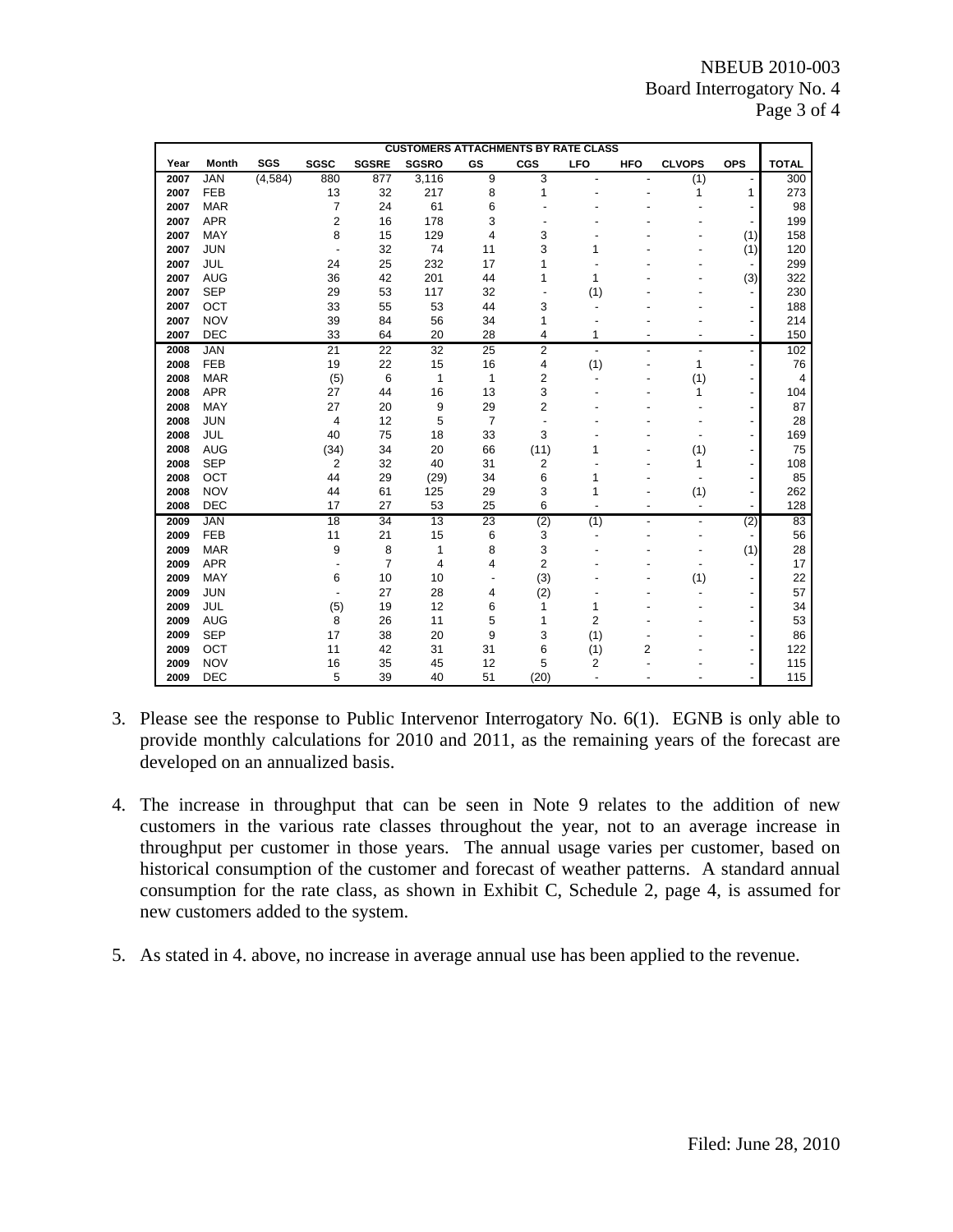| CUSTOMERS ATTACHMENTS BY RATE CLASS | | | | | | | | | | | | | |
|---|---|---|---|---|---|---|---|---|---|---|---|---|---|
| Year | Month | SGS | SGSC | SGSRE | SGSRO | GS | CGS | LFO | HFO | CLVOPS | OPS | TOTAL |
| 2007 | JAN | (4,584) | 880 | 877 | 3,116 | 9 | 3 | - | - | (1) | - | 300 |
| 2007 | FEB | | 13 | 32 | 217 | 8 | 1 | - | - | 1 | 1 | 273 |
| 2007 | MAR | | 7 | 24 | 61 | 6 | - | - | - | - | - | 98 |
| 2007 | APR | | 2 | 16 | 178 | 3 | - | - | - | - | - | 199 |
| 2007 | MAY | | 8 | 15 | 129 | 4 | 3 | - | - | - | (1) | 158 |
| 2007 | JUN | | - | 32 | 74 | 11 | 3 | 1 | - | - | (1) | 120 |
| 2007 | JUL | | 24 | 25 | 232 | 17 | 1 | - | - | - | - | 299 |
| 2007 | AUG | | 36 | 42 | 201 | 44 | 1 | 1 | - | - | (3) | 322 |
| 2007 | SEP | | 29 | 53 | 117 | 32 | - | (1) | - | - | - | 230 |
| 2007 | OCT | | 33 | 55 | 53 | 44 | 3 | - | - | - | - | 188 |
| 2007 | NOV | | 39 | 84 | 56 | 34 | 1 | - | - | - | - | 214 |
| 2007 | DEC | | 33 | 64 | 20 | 28 | 4 | 1 | - | - | - | 150 |
| 2008 | JAN | | 21 | 22 | 32 | 25 | 2 | - | - | - | - | 102 |
| 2008 | FEB | | 19 | 22 | 15 | 16 | 4 | (1) | - | 1 | - | 76 |
| 2008 | MAR | | (5) | 6 | 1 | 1 | 2 | - | - | (1) | - | 4 |
| 2008 | APR | | 27 | 44 | 16 | 13 | 3 | - | - | 1 | - | 104 |
| 2008 | MAY | | 27 | 20 | 9 | 29 | 2 | - | - | - | - | 87 |
| 2008 | JUN | | 4 | 12 | 5 | 7 | - | - | - | - | - | 28 |
| 2008 | JUL | | 40 | 75 | 18 | 33 | 3 | - | - | - | - | 169 |
| 2008 | AUG | | (34) | 34 | 20 | 66 | (11) | 1 | - | (1) | - | 75 |
| 2008 | SEP | | 2 | 32 | 40 | 31 | 2 | - | - | 1 | - | 108 |
| 2008 | OCT | | 44 | 29 | (29) | 34 | 6 | 1 | - | - | - | 85 |
| 2008 | NOV | | 44 | 61 | 125 | 29 | 3 | 1 | - | (1) | - | 262 |
| 2008 | DEC | | 17 | 27 | 53 | 25 | 6 | - | - | - | - | 128 |
| 2009 | JAN | | 18 | 34 | 13 | 23 | (2) | (1) | - | - | (2) | 83 |
| 2009 | FEB | | 11 | 21 | 15 | 6 | 3 | - | - | - | - | 56 |
| 2009 | MAR | | 9 | 8 | 1 | 8 | 3 | - | - | - | (1) | 28 |
| 2009 | APR | | - | 7 | 4 | 4 | 2 | - | - | - | - | 17 |
| 2009 | MAY | | 6 | 10 | 10 | - | (3) | - | - | (1) | - | 22 |
| 2009 | JUN | | - | 27 | 28 | 4 | (2) | - | - | - | - | 57 |
| 2009 | JUL | | (5) | 19 | 12 | 6 | 1 | 1 | - | - | - | 34 |
| 2009 | AUG | | 8 | 26 | 11 | 5 | 1 | 2 | - | - | - | 53 |
| 2009 | SEP | | 17 | 38 | 20 | 9 | 3 | (1) | - | - | - | 86 |
| 2009 | OCT | | 11 | 42 | 31 | 31 | 6 | (1) | 2 | - | - | 122 |
| 2009 | NOV | | 16 | 35 | 45 | 12 | 5 | 2 | - | - | - | 115 |
| 2009 | DEC | | 5 | 39 | 40 | 51 | (20) | - | - | - | - | 115 |

3. Please see the response to Public Intervenor Interrogatory No. 6(1). EGNB is only able to provide monthly calculations for 2010 and 2011, as the remaining years of the forecast are developed on an annualized basis.

4. The increase in throughput that can be seen in Note 9 relates to the addition of new customers in the various rate classes throughout the year, not to an average increase in throughput per customer in those years. The annual usage varies per customer, based on historical consumption of the customer and forecast of weather patterns. A standard annual consumption for the rate class, as shown in Exhibit C, Schedule 2, page 4, is assumed for new customers added to the system.

5. As stated in 4. above, no increase in average annual use has been applied to the revenue.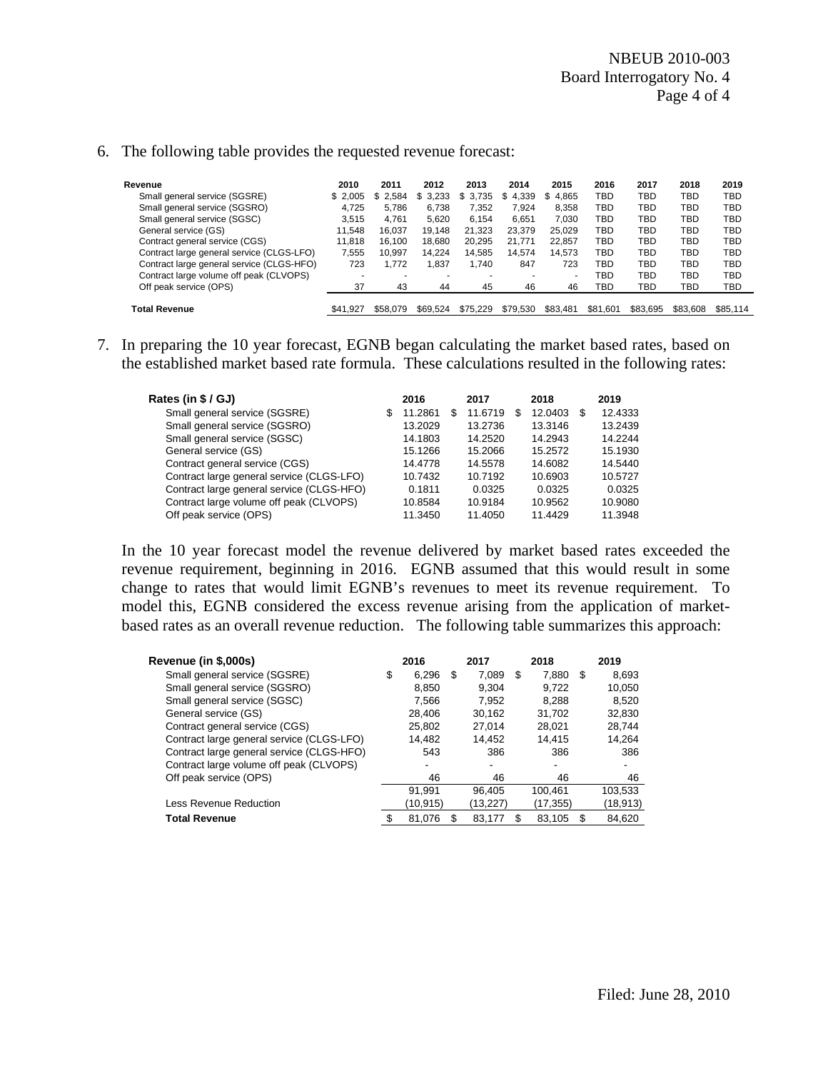6. The following table provides the requested revenue forecast:

| Revenue | 2010 | 2011 | 2012 | 2013 | 2014 | 2015 | 2016 | 2017 | 2018 | 2019 |
|---|---|---|---|---|---|---|---|---|---|---|
| Small general service (SGSRE) | $ 2,005 | $ 2,584 | $ 3,233 | $ 3,735 | $ 4,339 | $ 4,865 | TBD | TBD | TBD | TBD |
| Small general service (SGSRO) | 4,725 | 5,786 | 6,738 | 7,352 | 7,924 | 8,358 | TBD | TBD | TBD | TBD |
| Small general service (SGSC) | 3,515 | 4,761 | 5,620 | 6,154 | 6,651 | 7,030 | TBD | TBD | TBD | TBD |
| General service (GS) | 11,548 | 16,037 | 19,148 | 21,323 | 23,379 | 25,029 | TBD | TBD | TBD | TBD |
| Contract general service (CGS) | 11,818 | 16,100 | 18,680 | 20,295 | 21,771 | 22,857 | TBD | TBD | TBD | TBD |
| Contract large general service (CLGS-LFO) | 7,555 | 10,997 | 14,224 | 14,585 | 14,574 | 14,573 | TBD | TBD | TBD | TBD |
| Contract large general service (CLGS-HFO) | 723 | 1,772 | 1,837 | 1,740 | 847 | 723 | TBD | TBD | TBD | TBD |
| Contract large volume off peak (CLVOPS) | - | - | - | - | - | - | TBD | TBD | TBD | TBD |
| Off peak service (OPS) | 37 | 43 | 44 | 45 | 46 | 46 | TBD | TBD | TBD | TBD |
| **Total Revenue** | $41,927 | $58,079 | $69,524 | $75,229 | $79,530 | $83,481 | $81,601 | $83,695 | $83,608 | $85,114 |

7. In preparing the 10 year forecast, EGNB began calculating the market based rates, based on the established market based rate formula. These calculations resulted in the following rates:

| Rates (in $ / GJ) | 2016 | 2017 | 2018 | 2019 |
|---|---|---|---|---|
| Small general service (SGSRE) | $ 11.2861 | $ 11.6719 | $ 12.0403 | $ 12.4333 |
| Small general service (SGSRO) | 13.2029 | 13.2736 | 13.3146 | 13.2439 |
| Small general service (SGSC) | 14.1803 | 14.2520 | 14.2943 | 14.2244 |
| General service (GS) | 15.1266 | 15.2066 | 15.2572 | 15.1930 |
| Contract general service (CGS) | 14.4778 | 14.5578 | 14.6082 | 14.5440 |
| Contract large general service (CLGS-LFO) | 10.7432 | 10.7192 | 10.6903 | 10.5727 |
| Contract large general service (CLGS-HFO) | 0.1811 | 0.0325 | 0.0325 | 0.0325 |
| Contract large volume off peak (CLVOPS) | 10.8584 | 10.9184 | 10.9562 | 10.9080 |
| Off peak service (OPS) | 11.3450 | 11.4050 | 11.4429 | 11.3948 |

In the 10 year forecast model the revenue delivered by market based rates exceeded the revenue requirement, beginning in 2016. EGNB assumed that this would result in some change to rates that would limit EGNB's revenues to meet its revenue requirement. To model this, EGNB considered the excess revenue arising from the application of market-based rates as an overall revenue reduction. The following table summarizes this approach:

| Revenue (in $,000s) | 2016 | 2017 | 2018 | 2019 |
|---|---|---|---|---|
| Small general service (SGSRE) | $ 6,296 | $ 7,089 | $ 7,880 | $ 8,693 |
| Small general service (SGSRO) | 8,850 | 9,304 | 9,722 | 10,050 |
| Small general service (SGSC) | 7,566 | 7,952 | 8,288 | 8,520 |
| General service (GS) | 28,406 | 30,162 | 31,702 | 32,830 |
| Contract general service (CGS) | 25,802 | 27,014 | 28,021 | 28,744 |
| Contract large general service (CLGS-LFO) | 14,482 | 14,452 | 14,415 | 14,264 |
| Contract large general service (CLGS-HFO) | 543 | 386 | 386 | 386 |
| Contract large volume off peak (CLVOPS) | - | - | - | - |
| Off peak service (OPS) | 46 | 46 | 46 | 46 |
| | 91,991 | 96,405 | 100,461 | 103,533 |
| Less Revenue Reduction | (10,915) | (13,227) | (17,355) | (18,913) |
| **Total Revenue** | $ 81,076 | $ 83,177 | $ 83,105 | $ 84,620 |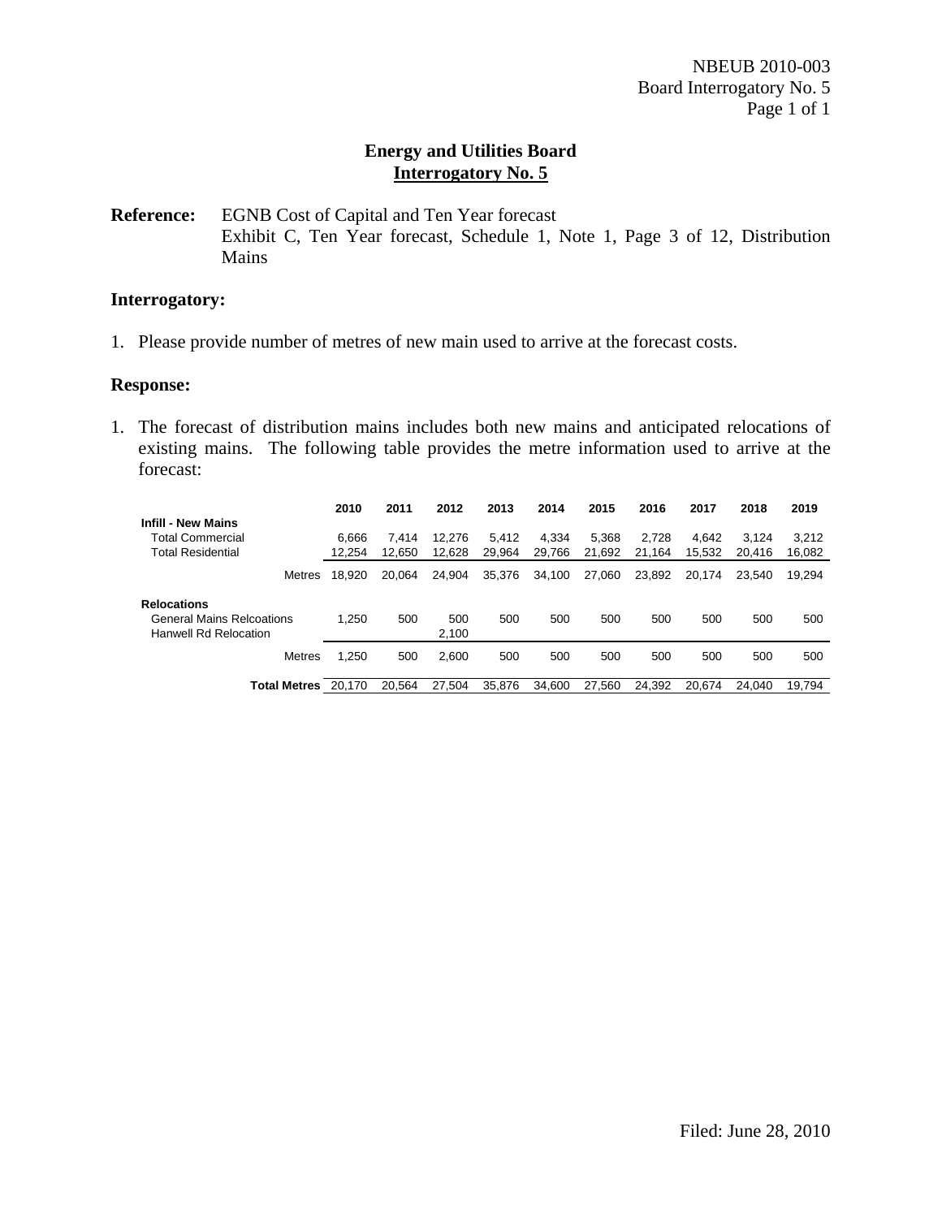NBEUB 2010-003
Board Interrogatory No. 5

## Energy and Utilities Board
## Interrogatory No. 5

**Reference:** EGNB Cost of Capital and Ten Year forecast
Exhibit C, Ten Year forecast, Schedule 1, Note 1, Page 3 of 12, Distribution Mains

### Interrogatory:

1. Please provide number of metres of new main used to arrive at the forecast costs.

### Response:

1. The forecast of distribution mains includes both new mains and anticipated relocations of existing mains. The following table provides the metre information used to arrive at the forecast:

| | 2010 | 2011 | 2012 | 2013 | 2014 | 2015 | 2016 | 2017 | 2018 | 2019 |
|---|---|---|---|---|---|---|---|---|---|---|
| **Infill - New Mains** | | | | | | | | | | |
| Total Commercial | 6,666 | 7,414 | 12,276 | 5,412 | 4,334 | 5,368 | 2,728 | 4,642 | 3,124 | 3,212 |
| Total Residential | 12,254 | 12,650 | 12,628 | 29,964 | 29,766 | 21,692 | 21,164 | 15,532 | 20,416 | 16,082 |
| Metres | 18,920 | 20,064 | 24,904 | 35,376 | 34,100 | 27,060 | 23,892 | 20,174 | 23,540 | 19,294 |
| **Relocations** | | | | | | | | | | |
| General Mains Relcoations | 1,250 | 500 | 500 | 500 | 500 | 500 | 500 | 500 | 500 | 500 |
| Hanwell Rd Relocation | | | 2,100 | | | | | | | |
| Metres | 1,250 | 500 | 2,600 | 500 | 500 | 500 | 500 | 500 | 500 | 500 |
| **Total Metres** | 20,170 | 20,564 | 27,504 | 35,876 | 34,600 | 27,560 | 24,392 | 20,674 | 24,040 | 19,794 |

Filed: June 28, 2010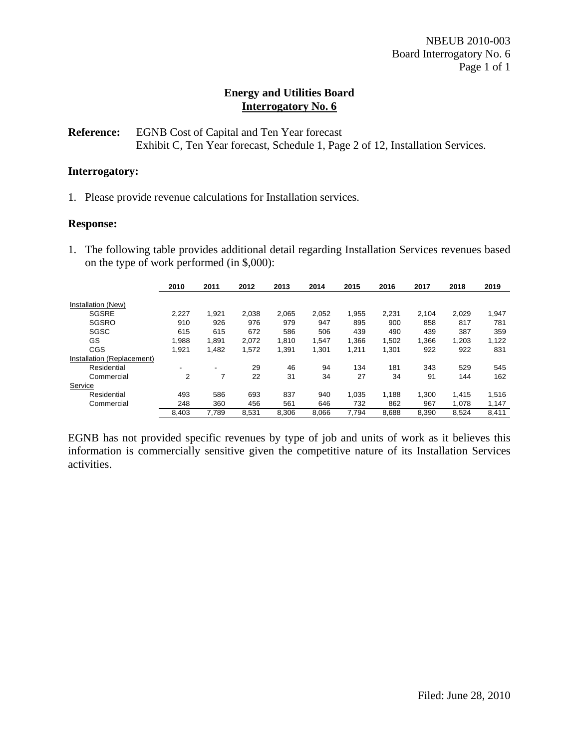# Energy and Utilities Board
## Interrogatory No. 6

**Reference:** EGNB Cost of Capital and Ten Year forecast
Exhibit C, Ten Year forecast, Schedule 1, Page 2 of 12, Installation Services.

### Interrogatory:

1. Please provide revenue calculations for Installation services.

### Response:

1. The following table provides additional detail regarding Installation Services revenues based on the type of work performed (in $,000):

| | 2010 | 2011 | 2012 | 2013 | 2014 | 2015 | 2016 | 2017 | 2018 | 2019 |
|---|---|---|---|---|---|---|---|---|---|---|
| Installation (New) | | | | | | | | | | |
| SGSRE | 2,227 | 1,921 | 2,038 | 2,065 | 2,052 | 1,955 | 2,231 | 2,104 | 2,029 | 1,947 |
| SGSRO | 910 | 926 | 976 | 979 | 947 | 895 | 900 | 858 | 817 | 781 |
| SGSC | 615 | 615 | 672 | 586 | 506 | 439 | 490 | 439 | 387 | 359 |
| GS | 1,988 | 1,891 | 2,072 | 1,810 | 1,547 | 1,366 | 1,502 | 1,366 | 1,203 | 1,122 |
| CGS | 1,921 | 1,482 | 1,572 | 1,391 | 1,301 | 1,211 | 1,301 | 922 | 922 | 831 |
| Installation (Replacement) | | | | | | | | | | |
| Residential | - | - | 29 | 46 | 94 | 134 | 181 | 343 | 529 | 545 |
| Commercial | 2 | 7 | 22 | 31 | 34 | 27 | 34 | 91 | 144 | 162 |
| Service | | | | | | | | | | |
| Residential | 493 | 586 | 693 | 837 | 940 | 1,035 | 1,188 | 1,300 | 1,415 | 1,516 |
| Commercial | 248 | 360 | 456 | 561 | 646 | 732 | 862 | 967 | 1,078 | 1,147 |
| | 8,403 | 7,789 | 8,531 | 8,306 | 8,066 | 7,794 | 8,688 | 8,390 | 8,524 | 8,411 |

EGNB has not provided specific revenues by type of job and units of work as it believes this information is commercially sensitive given the competitive nature of its Installation Services activities.

Filed: June 28, 2010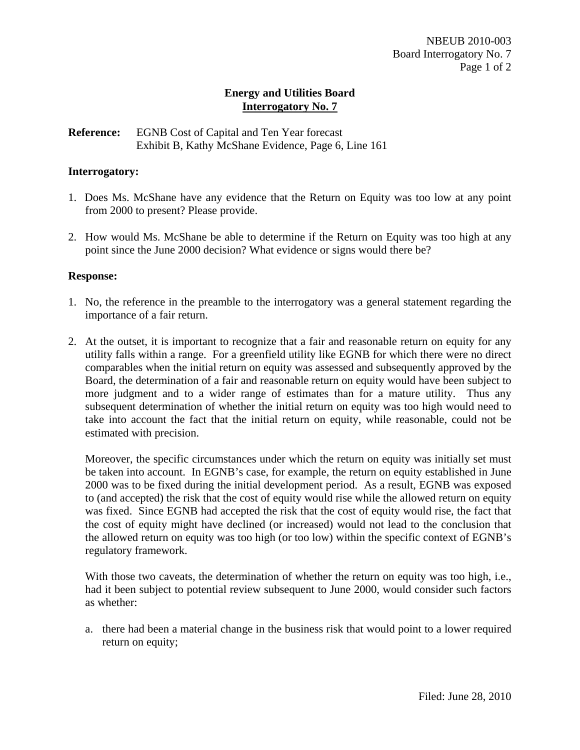## Energy and Utilities Board
## Interrogatory No. 7

**Reference:** EGNB Cost of Capital and Ten Year forecast
Exhibit B, Kathy McShane Evidence, Page 6, Line 161

**Interrogatory:**

1. Does Ms. McShane have any evidence that the Return on Equity was too low at any point from 2000 to present? Please provide.

2. How would Ms. McShane be able to determine if the Return on Equity was too high at any point since the June 2000 decision? What evidence or signs would there be?

**Response:**

1. No, the reference in the preamble to the interrogatory was a general statement regarding the importance of a fair return.

2. At the outset, it is important to recognize that a fair and reasonable return on equity for any utility falls within a range. For a greenfield utility like EGNB for which there were no direct comparables when the initial return on equity was assessed and subsequently approved by the Board, the determination of a fair and reasonable return on equity would have been subject to more judgment and to a wider range of estimates than for a mature utility. Thus any subsequent determination of whether the initial return on equity was too high would need to take into account the fact that the initial return on equity, while reasonable, could not be estimated with precision.

   Moreover, the specific circumstances under which the return on equity was initially set must be taken into account. In EGNB's case, for example, the return on equity established in June 2000 was to be fixed during the initial development period. As a result, EGNB was exposed to (and accepted) the risk that the cost of equity would rise while the allowed return on equity was fixed. Since EGNB had accepted the risk that the cost of equity would rise, the fact that the cost of equity might have declined (or increased) would not lead to the conclusion that the allowed return on equity was too high (or too low) within the specific context of EGNB's regulatory framework.

   With those two caveats, the determination of whether the return on equity was too high, i.e., had it been subject to potential review subsequent to June 2000, would consider such factors as whether:

   a. there had been a material change in the business risk that would point to a lower required return on equity;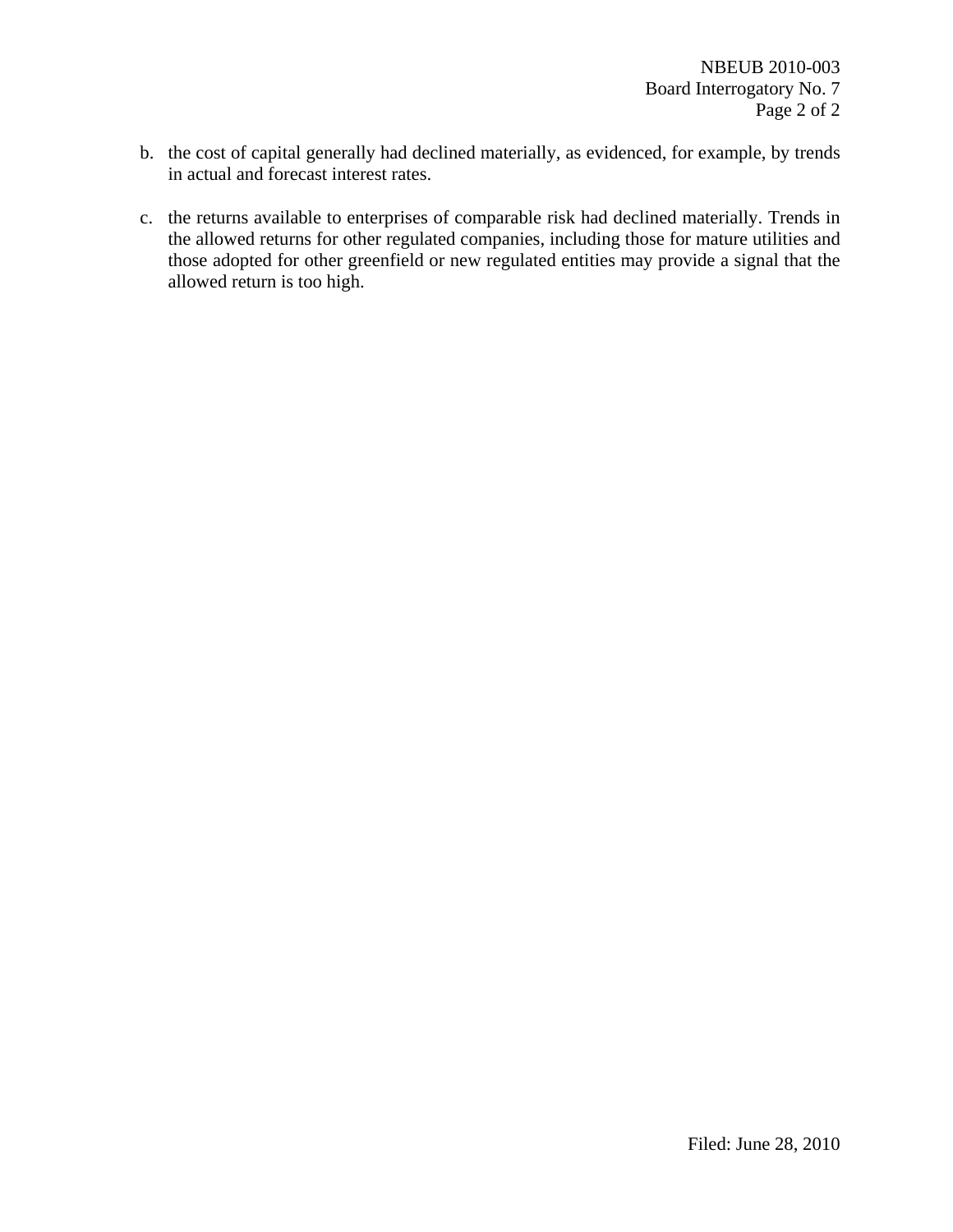b. the cost of capital generally had declined materially, as evidenced, for example, by trends in actual and forecast interest rates.

c. the returns available to enterprises of comparable risk had declined materially. Trends in the allowed returns for other regulated companies, including those for mature utilities and those adopted for other greenfield or new regulated entities may provide a signal that the allowed return is too high.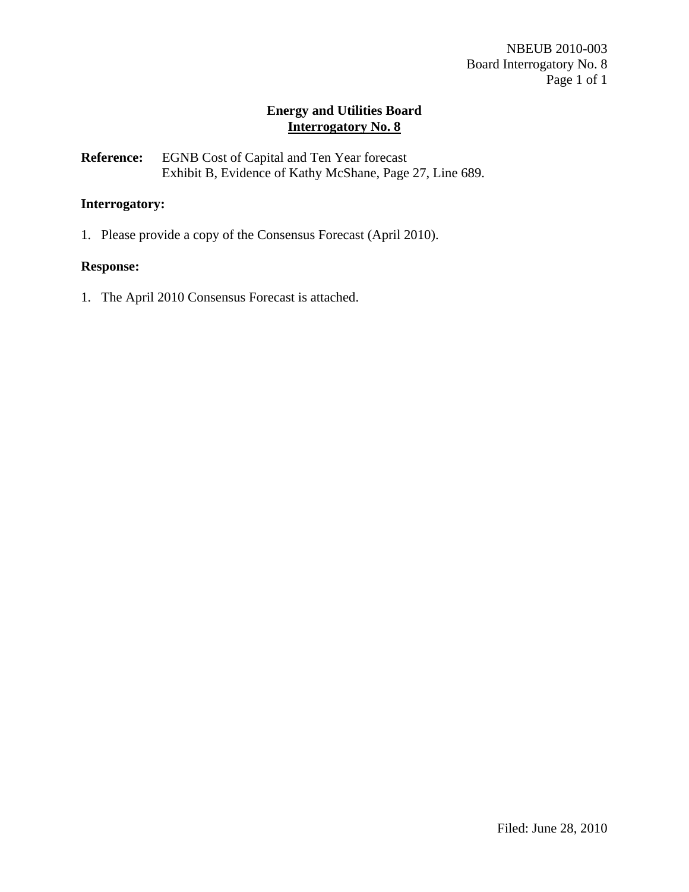NBEUB 2010-003
Board Interrogatory No. 8

**Energy and Utilities Board**
**Interrogatory No. 8**

**Reference:** EGNB Cost of Capital and Ten Year forecast
Exhibit B, Evidence of Kathy McShane, Page 27, Line 689.

**Interrogatory:**

1. Please provide a copy of the Consensus Forecast (April 2010).

**Response:**

1. The April 2010 Consensus Forecast is attached.

Filed: June 28, 2010